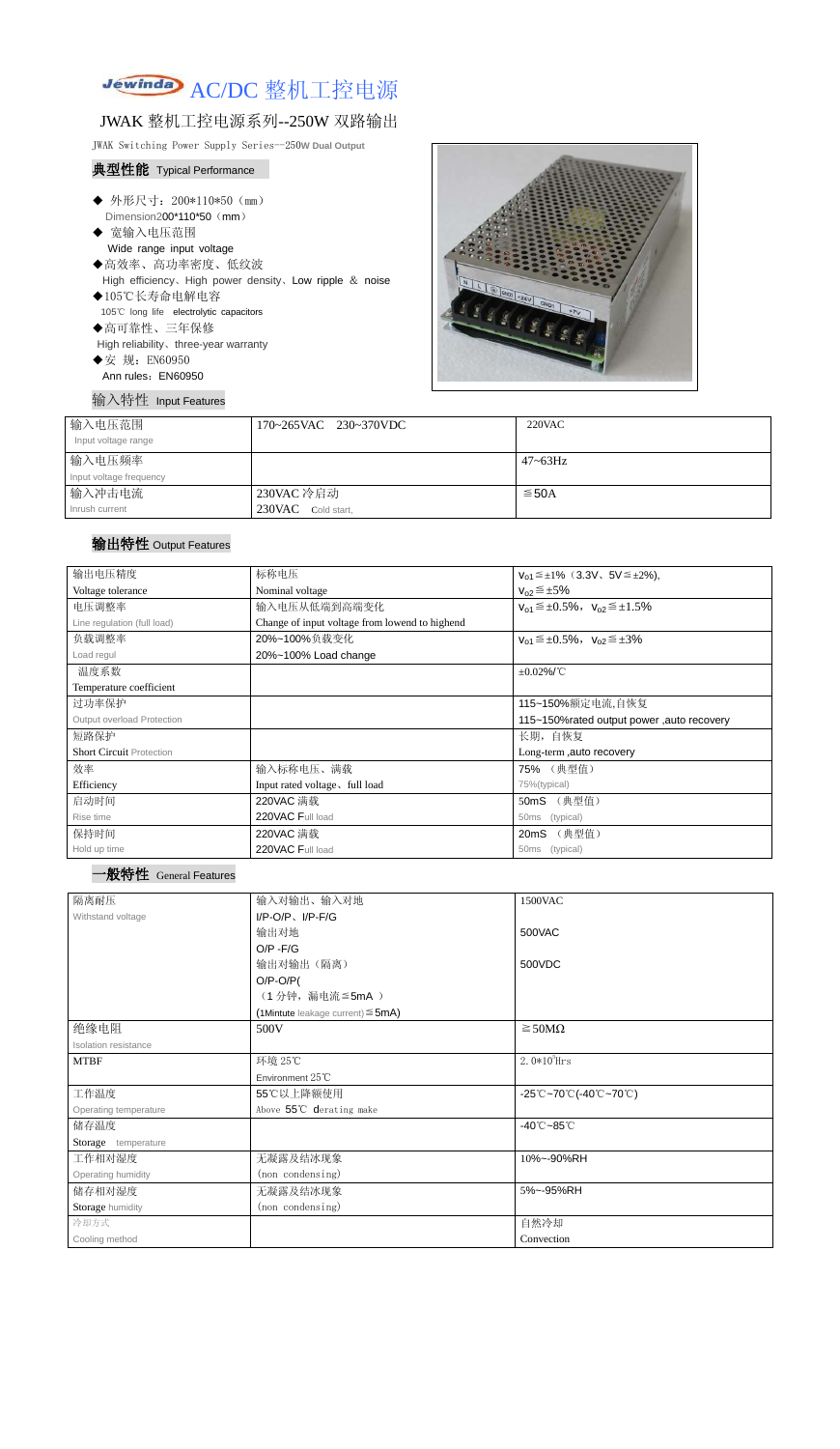# Jewinda AC/DC 整机工控电源

## JWAK 整机工控电源系列--250W 双路输出

JWAK Switching Power Supply Series--250W Dual Output

### 典型性能 Typical Performance

- ◆ 外形尺寸：200*110*50（mm）
  Dimension200*110*50（mm）
- ◆ 宽输入电压范围
  Wide range input voltage
- ◆高效率、高功率密度、低纹波
  High efficiency、High power density、Low ripple ＆ noise
- ◆105℃长寿命电解电容
  105℃ long life electrolytic capacitors
- ◆高可靠性、三年保修
  High reliability、three-year warranty
- ◆安 规：EN60950
  Ann rules：EN60950

### 输入特性 Input Features

| 输入电压范围<br>Input voltage range | 170~265VAC 230~370VDC | 220VAC |
|---|---|---|
| 输入电压频率<br>Input voltage frequency | | 47~63Hz |
| 输入冲击电流<br>Inrush current | 230VAC 冷启动<br>230VAC Cold start, | ≦50A |

### 输出特性 Output Features

| 输出电压精度<br>Voltage tolerance | 标称电压<br>Nominal voltage | $V_{o1}$≦±1%（3.3V、5V≦±2%),<br>$V_{o2}$≦±5% |
|---|---|---|
| 电压调整率<br>Line regulation (full load) | 输入电压从低端到高端变化<br>Change of input voltage from lowend to highend | $V_{o1}$≦±0.5%，$V_{o2}$≦±1.5% |
| 负载调整率<br>Load regul | 20%~100%负载变化<br>20%~100% Load change | $V_{o1}$≦±0.5%，$V_{o2}$≦±3% |
| 温度系数<br>Temperature coefficient | | ±0.02%/℃ |
| 过功率保护<br>Output overload Protection | | 115~150%额定电流,自恢复<br>115~150%rated output power ,auto recovery |
| 短路保护<br>Short Circuit Protection | | 长期，自恢复<br>Long-term ,auto recovery |
| 效率<br>Efficiency | 输入标称电压、满载<br>Input rated voltage、full load | 75% （典型值）<br>75%(typical) |
| 启动时间<br>Rise time | 220VAC 满载<br>220VAC Full load | 50mS （典型值）<br>50ms (typical) |
| 保持时间<br>Hold up time | 220VAC 满载<br>220VAC Full load | 20mS （典型值）<br>50ms (typical) |

### 一般特性 General Features

| 隔离耐压<br>Withstand voltage | 输入对输出、输入对地<br>I/P-O/P、I/P-F/G | 1500VAC |
|---|---|---|
| | 输出对地<br>O/P -F/G | 500VAC |
| | 输出对输出（隔离）<br>O/P-O/P(<br>（1 分钟，漏电流≦5mA ）<br>(1Mintute leakage current)≦5mA) | 500VDC |
| 绝缘电阻<br>Isolation resistance | 500V | ≧50MΩ |
| MTBF | 环境 25℃<br>Environment 25℃ | $2.0*10^5$Hrs |
| 工作温度<br>Operating temperature | 55℃以上降额使用<br>Above 55℃ derating make | -25℃~70℃(-40℃~70℃) |
| 储存温度<br>Storage temperature | | -40℃~85℃ |
| 工作相对湿度<br>Operating humidity | 无凝露及结冰现象<br>(non condensing) | 10%~-90%RH |
| 储存相对湿度<br>Storage humidity | 无凝露及结冰现象<br>(non condensing) | 5%~-95%RH |
| 冷却方式<br>Cooling method | | 自然冷却<br>Convection |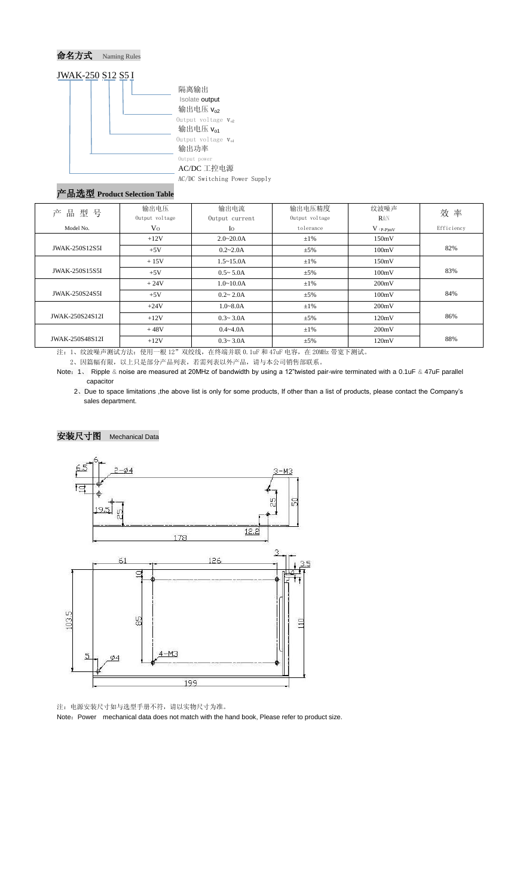## 命名方式 Naming Rules

JWAK-250 S12 S5 I

- 隔离输出 Isolate output
- 输出电压 $V_{o2}$ Output voltage $V_{o2}$
- 输出电压 $V_{o1}$ Output voltage $V_{o1}$
- 输出功率 Output power
- AC/DC 工控电源 AC/DC Switching Power Supply

## 产品选型 Product Selection Table

| 产 品 型 号<br>Model No. | 输出电压<br>Output voltage<br>Vo | 输出电流<br>Output current<br>Io | 输出电压精度<br>Output voltage<br>tolerance | 纹波噪声<br>R&N<br>$V_{(P-P)mV}$ | 效 率<br>Efficiency |
|---|---|---|---|---|---|
| JWAK-250S12S5I | +12V | 2.0~20.0A | ±1% | 150mV | 82% |
| | +5V | 0.2~2.0A | ±5% | 100mV | |
| JWAK-250S15S5I | + 15V | 1.5~15.0A | ±1% | 150mV | 83% |
| | +5V | 0.5~ 5.0A | ±5% | 100mV | |
| JWAK-250S24S5I | + 24V | 1.0~10.0A | ±1% | 200mV | 84% |
| | +5V | 0.2~ 2.0A | ±5% | 100mV | |
| JWAK-250S24S12I | +24V | 1.0~8.0A | ±1% | 200mV | 86% |
| | +12V | 0.3~ 3.0A | ±5% | 120mV | |
| JWAK-250S48S12I | + 48V | 0.4~4.0A | ±1% | 200mV | 88% |
| | +12V | 0.3~ 3.0A | ±5% | 120mV | |

注：1、纹波噪声测试方法：使用一根 12" 双绞线，在终端并联 0.1uF 和 47uF 电容，在 20MHz 带宽下测试。

2、因篇幅有限，以上只是部分产品列表，若需列表以外产品，请与本公司销售部联系。

Note：1、 Ripple & noise are measured at 20MHz of bandwidth by using a 12"twisted pair-wire terminated with a 0.1uF & 47uF parallel capacitor

2、Due to space limitations ,the above list is only for some products, If other than a list of products, please contact the Company's sales department.

## 安装尺寸图 Mechanical Data

6.5 6 2-Ø4 3-M3 10 25 50 19.5 25 12.8 178

61 126 3 3.5 10 103.5 85 110 5 Ø4 4-M3 199

注：电源安装尺寸如与选型手册不符，请以实物尺寸为准。

Note：Power mechanical data does not match with the hand book, Please refer to product size.